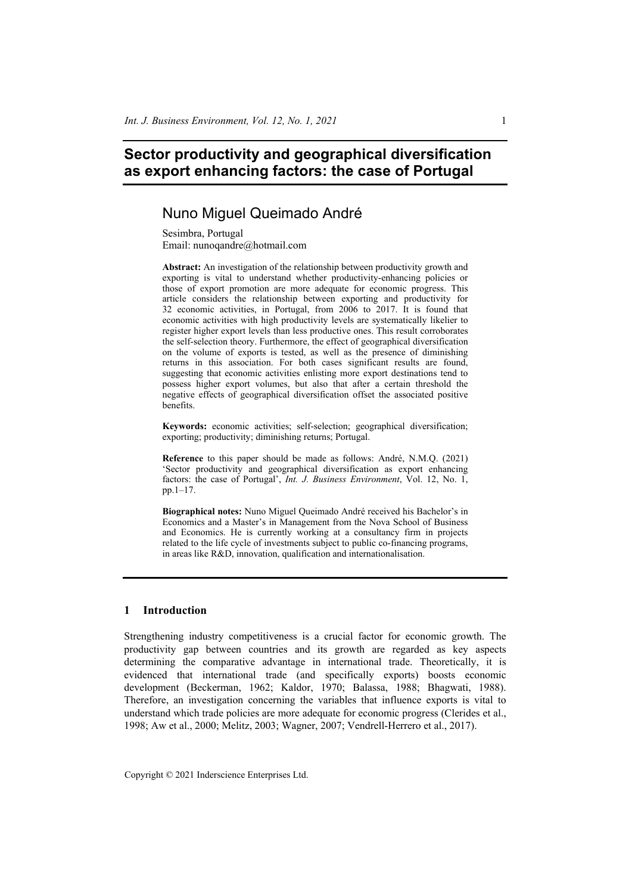# Sector productivity and geographical diversification as export enhancing factors: the case of Portugal

## Nuno Miguel Queimado André

Sesimbra, Portugal
Email: nunoqandre@hotmail.com

**Abstract:** An investigation of the relationship between productivity growth and exporting is vital to understand whether productivity-enhancing policies or those of export promotion are more adequate for economic progress. This article considers the relationship between exporting and productivity for 32 economic activities, in Portugal, from 2006 to 2017. It is found that economic activities with high productivity levels are systematically likelier to register higher export levels than less productive ones. This result corroborates the self-selection theory. Furthermore, the effect of geographical diversification on the volume of exports is tested, as well as the presence of diminishing returns in this association. For both cases significant results are found, suggesting that economic activities enlisting more export destinations tend to possess higher export volumes, but also that after a certain threshold the negative effects of geographical diversification offset the associated positive benefits.

**Keywords:** economic activities; self-selection; geographical diversification; exporting; productivity; diminishing returns; Portugal.

**Reference** to this paper should be made as follows: André, N.M.Q. (2021) 'Sector productivity and geographical diversification as export enhancing factors: the case of Portugal', *Int. J. Business Environment*, Vol. 12, No. 1, pp.1–17.

**Biographical notes:** Nuno Miguel Queimado André received his Bachelor's in Economics and a Master's in Management from the Nova School of Business and Economics. He is currently working at a consultancy firm in projects related to the life cycle of investments subject to public co-financing programs, in areas like R&D, innovation, qualification and internationalisation.

## 1 Introduction

Strengthening industry competitiveness is a crucial factor for economic growth. The productivity gap between countries and its growth are regarded as key aspects determining the comparative advantage in international trade. Theoretically, it is evidenced that international trade (and specifically exports) boosts economic development (Beckerman, 1962; Kaldor, 1970; Balassa, 1988; Bhagwati, 1988). Therefore, an investigation concerning the variables that influence exports is vital to understand which trade policies are more adequate for economic progress (Clerides et al., 1998; Aw et al., 2000; Melitz, 2003; Wagner, 2007; Vendrell-Herrero et al., 2017).

Copyright © 2021 Inderscience Enterprises Ltd.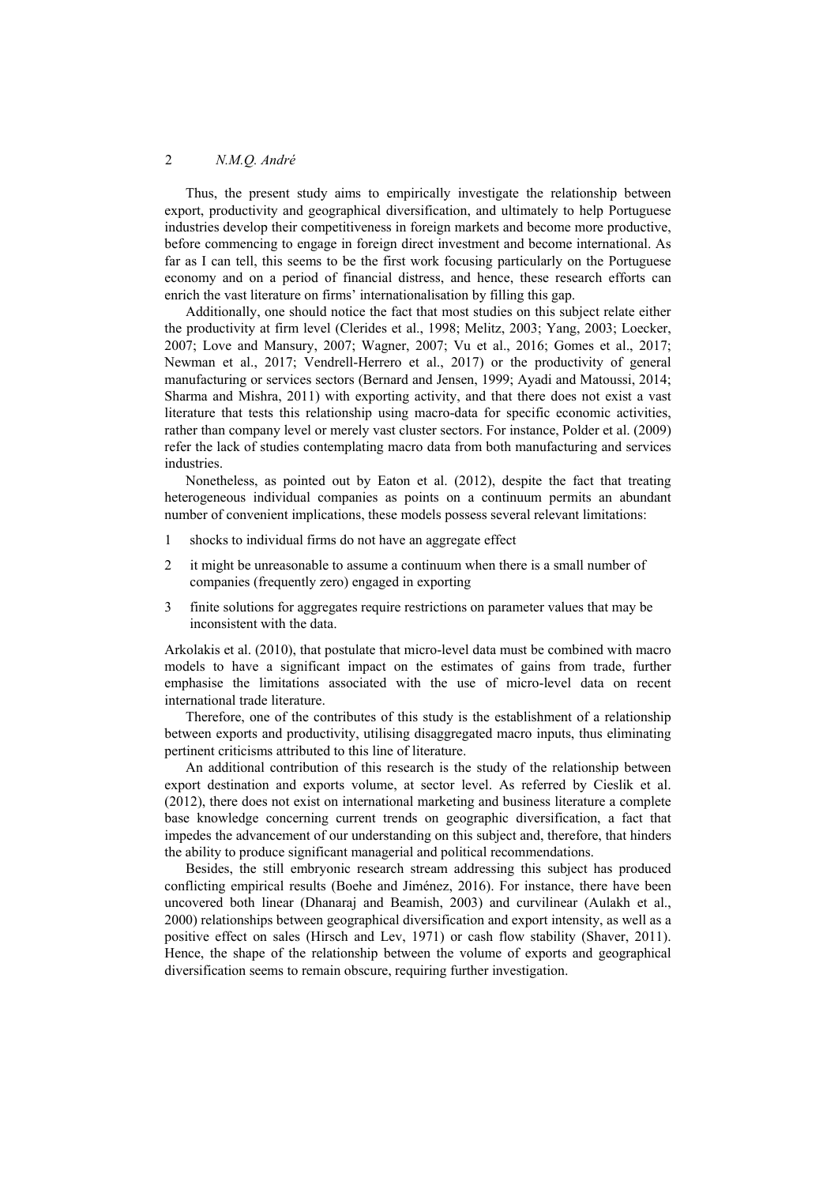Thus, the present study aims to empirically investigate the relationship between export, productivity and geographical diversification, and ultimately to help Portuguese industries develop their competitiveness in foreign markets and become more productive, before commencing to engage in foreign direct investment and become international. As far as I can tell, this seems to be the first work focusing particularly on the Portuguese economy and on a period of financial distress, and hence, these research efforts can enrich the vast literature on firms' internationalisation by filling this gap.

Additionally, one should notice the fact that most studies on this subject relate either the productivity at firm level (Clerides et al., 1998; Melitz, 2003; Yang, 2003; Loecker, 2007; Love and Mansury, 2007; Wagner, 2007; Vu et al., 2016; Gomes et al., 2017; Newman et al., 2017; Vendrell-Herrero et al., 2017) or the productivity of general manufacturing or services sectors (Bernard and Jensen, 1999; Ayadi and Matoussi, 2014; Sharma and Mishra, 2011) with exporting activity, and that there does not exist a vast literature that tests this relationship using macro-data for specific economic activities, rather than company level or merely vast cluster sectors. For instance, Polder et al. (2009) refer the lack of studies contemplating macro data from both manufacturing and services industries.

Nonetheless, as pointed out by Eaton et al. (2012), despite the fact that treating heterogeneous individual companies as points on a continuum permits an abundant number of convenient implications, these models possess several relevant limitations:

1. shocks to individual firms do not have an aggregate effect
2. it might be unreasonable to assume a continuum when there is a small number of companies (frequently zero) engaged in exporting
3. finite solutions for aggregates require restrictions on parameter values that may be inconsistent with the data.

Arkolakis et al. (2010), that postulate that micro-level data must be combined with macro models to have a significant impact on the estimates of gains from trade, further emphasise the limitations associated with the use of micro-level data on recent international trade literature.

Therefore, one of the contributes of this study is the establishment of a relationship between exports and productivity, utilising disaggregated macro inputs, thus eliminating pertinent criticisms attributed to this line of literature.

An additional contribution of this research is the study of the relationship between export destination and exports volume, at sector level. As referred by Cieslik et al. (2012), there does not exist on international marketing and business literature a complete base knowledge concerning current trends on geographic diversification, a fact that impedes the advancement of our understanding on this subject and, therefore, that hinders the ability to produce significant managerial and political recommendations.

Besides, the still embryonic research stream addressing this subject has produced conflicting empirical results (Boehe and Jiménez, 2016). For instance, there have been uncovered both linear (Dhanaraj and Beamish, 2003) and curvilinear (Aulakh et al., 2000) relationships between geographical diversification and export intensity, as well as a positive effect on sales (Hirsch and Lev, 1971) or cash flow stability (Shaver, 2011). Hence, the shape of the relationship between the volume of exports and geographical diversification seems to remain obscure, requiring further investigation.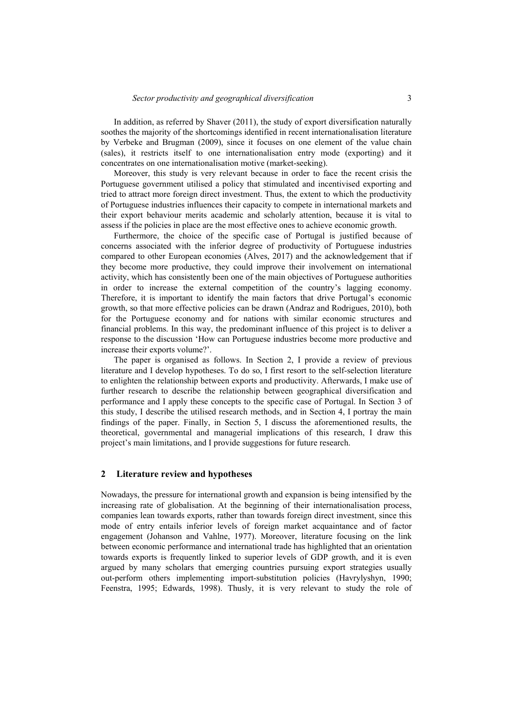In addition, as referred by Shaver (2011), the study of export diversification naturally soothes the majority of the shortcomings identified in recent internationalisation literature by Verbeke and Brugman (2009), since it focuses on one element of the value chain (sales), it restricts itself to one internationalisation entry mode (exporting) and it concentrates on one internationalisation motive (market-seeking).

Moreover, this study is very relevant because in order to face the recent crisis the Portuguese government utilised a policy that stimulated and incentivised exporting and tried to attract more foreign direct investment. Thus, the extent to which the productivity of Portuguese industries influences their capacity to compete in international markets and their export behaviour merits academic and scholarly attention, because it is vital to assess if the policies in place are the most effective ones to achieve economic growth.

Furthermore, the choice of the specific case of Portugal is justified because of concerns associated with the inferior degree of productivity of Portuguese industries compared to other European economies (Alves, 2017) and the acknowledgement that if they become more productive, they could improve their involvement on international activity, which has consistently been one of the main objectives of Portuguese authorities in order to increase the external competition of the country's lagging economy. Therefore, it is important to identify the main factors that drive Portugal's economic growth, so that more effective policies can be drawn (Andraz and Rodrigues, 2010), both for the Portuguese economy and for nations with similar economic structures and financial problems. In this way, the predominant influence of this project is to deliver a response to the discussion 'How can Portuguese industries become more productive and increase their exports volume?'.

The paper is organised as follows. In Section 2, I provide a review of previous literature and I develop hypotheses. To do so, I first resort to the self-selection literature to enlighten the relationship between exports and productivity. Afterwards, I make use of further research to describe the relationship between geographical diversification and performance and I apply these concepts to the specific case of Portugal. In Section 3 of this study, I describe the utilised research methods, and in Section 4, I portray the main findings of the paper. Finally, in Section 5, I discuss the aforementioned results, the theoretical, governmental and managerial implications of this research, I draw this project's main limitations, and I provide suggestions for future research.

## 2 Literature review and hypotheses

Nowadays, the pressure for international growth and expansion is being intensified by the increasing rate of globalisation. At the beginning of their internationalisation process, companies lean towards exports, rather than towards foreign direct investment, since this mode of entry entails inferior levels of foreign market acquaintance and of factor engagement (Johanson and Vahlne, 1977). Moreover, literature focusing on the link between economic performance and international trade has highlighted that an orientation towards exports is frequently linked to superior levels of GDP growth, and it is even argued by many scholars that emerging countries pursuing export strategies usually out-perform others implementing import-substitution policies (Havrylyshyn, 1990; Feenstra, 1995; Edwards, 1998). Thusly, it is very relevant to study the role of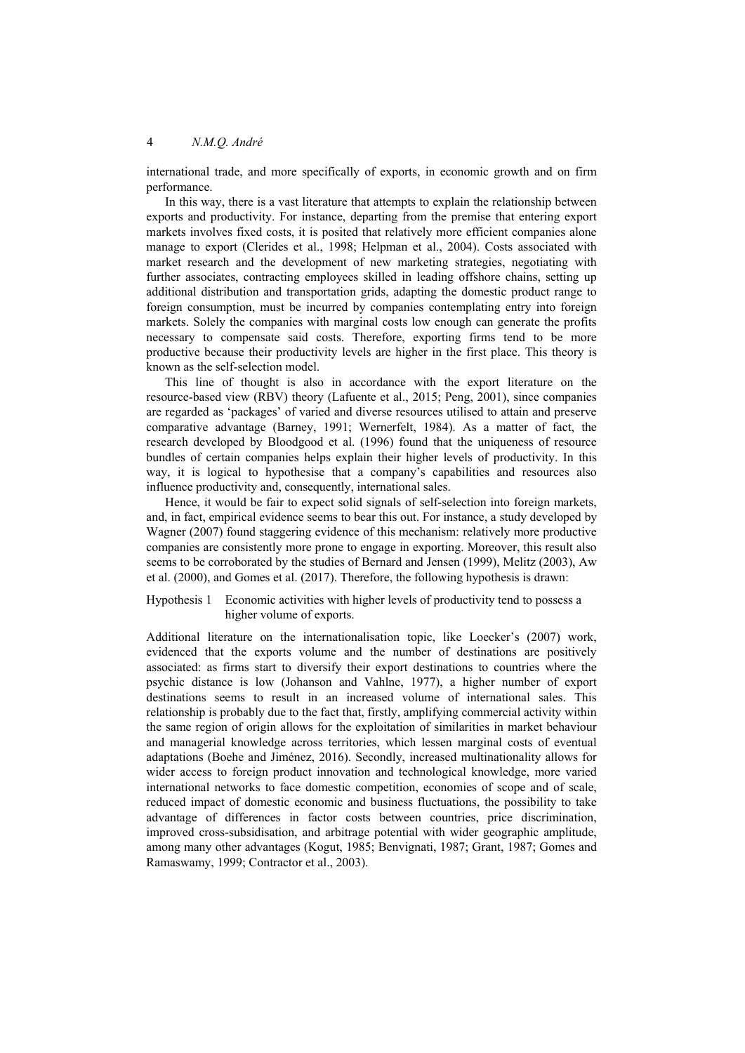international trade, and more specifically of exports, in economic growth and on firm performance.

In this way, there is a vast literature that attempts to explain the relationship between exports and productivity. For instance, departing from the premise that entering export markets involves fixed costs, it is posited that relatively more efficient companies alone manage to export (Clerides et al., 1998; Helpman et al., 2004). Costs associated with market research and the development of new marketing strategies, negotiating with further associates, contracting employees skilled in leading offshore chains, setting up additional distribution and transportation grids, adapting the domestic product range to foreign consumption, must be incurred by companies contemplating entry into foreign markets. Solely the companies with marginal costs low enough can generate the profits necessary to compensate said costs. Therefore, exporting firms tend to be more productive because their productivity levels are higher in the first place. This theory is known as the self-selection model.

This line of thought is also in accordance with the export literature on the resource-based view (RBV) theory (Lafuente et al., 2015; Peng, 2001), since companies are regarded as 'packages' of varied and diverse resources utilised to attain and preserve comparative advantage (Barney, 1991; Wernerfelt, 1984). As a matter of fact, the research developed by Bloodgood et al. (1996) found that the uniqueness of resource bundles of certain companies helps explain their higher levels of productivity. In this way, it is logical to hypothesise that a company's capabilities and resources also influence productivity and, consequently, international sales.

Hence, it would be fair to expect solid signals of self-selection into foreign markets, and, in fact, empirical evidence seems to bear this out. For instance, a study developed by Wagner (2007) found staggering evidence of this mechanism: relatively more productive companies are consistently more prone to engage in exporting. Moreover, this result also seems to be corroborated by the studies of Bernard and Jensen (1999), Melitz (2003), Aw et al. (2000), and Gomes et al. (2017). Therefore, the following hypothesis is drawn:

Hypothesis 1 Economic activities with higher levels of productivity tend to possess a higher volume of exports.

Additional literature on the internationalisation topic, like Loecker's (2007) work, evidenced that the exports volume and the number of destinations are positively associated: as firms start to diversify their export destinations to countries where the psychic distance is low (Johanson and Vahlne, 1977), a higher number of export destinations seems to result in an increased volume of international sales. This relationship is probably due to the fact that, firstly, amplifying commercial activity within the same region of origin allows for the exploitation of similarities in market behaviour and managerial knowledge across territories, which lessen marginal costs of eventual adaptations (Boehe and Jiménez, 2016). Secondly, increased multinationality allows for wider access to foreign product innovation and technological knowledge, more varied international networks to face domestic competition, economies of scope and of scale, reduced impact of domestic economic and business fluctuations, the possibility to take advantage of differences in factor costs between countries, price discrimination, improved cross-subsidisation, and arbitrage potential with wider geographic amplitude, among many other advantages (Kogut, 1985; Benvignati, 1987; Grant, 1987; Gomes and Ramaswamy, 1999; Contractor et al., 2003).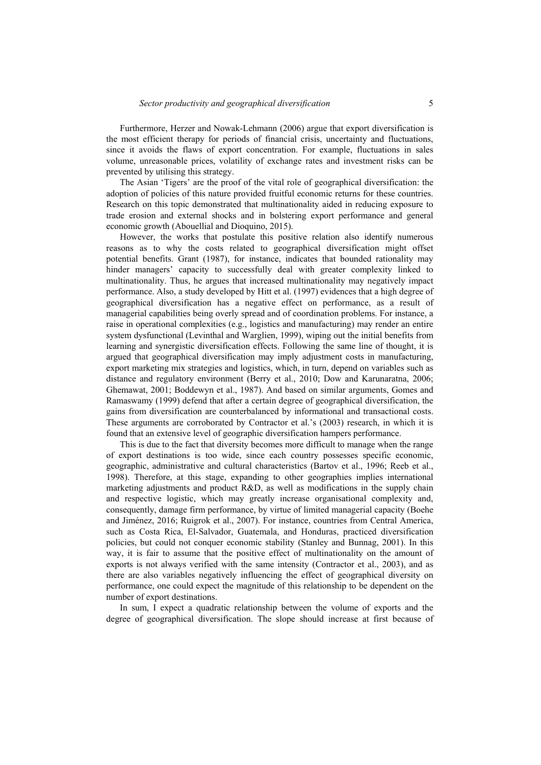Furthermore, Herzer and Nowak-Lehmann (2006) argue that export diversification is the most efficient therapy for periods of financial crisis, uncertainty and fluctuations, since it avoids the flaws of export concentration. For example, fluctuations in sales volume, unreasonable prices, volatility of exchange rates and investment risks can be prevented by utilising this strategy.

The Asian 'Tigers' are the proof of the vital role of geographical diversification: the adoption of policies of this nature provided fruitful economic returns for these countries. Research on this topic demonstrated that multinationality aided in reducing exposure to trade erosion and external shocks and in bolstering export performance and general economic growth (Abouellial and Dioquino, 2015).

However, the works that postulate this positive relation also identify numerous reasons as to why the costs related to geographical diversification might offset potential benefits. Grant (1987), for instance, indicates that bounded rationality may hinder managers' capacity to successfully deal with greater complexity linked to multinationality. Thus, he argues that increased multinationality may negatively impact performance. Also, a study developed by Hitt et al. (1997) evidences that a high degree of geographical diversification has a negative effect on performance, as a result of managerial capabilities being overly spread and of coordination problems. For instance, a raise in operational complexities (e.g., logistics and manufacturing) may render an entire system dysfunctional (Levinthal and Warglien, 1999), wiping out the initial benefits from learning and synergistic diversification effects. Following the same line of thought, it is argued that geographical diversification may imply adjustment costs in manufacturing, export marketing mix strategies and logistics, which, in turn, depend on variables such as distance and regulatory environment (Berry et al., 2010; Dow and Karunaratna, 2006; Ghemawat, 2001; Boddewyn et al., 1987). And based on similar arguments, Gomes and Ramaswamy (1999) defend that after a certain degree of geographical diversification, the gains from diversification are counterbalanced by informational and transactional costs. These arguments are corroborated by Contractor et al.'s (2003) research, in which it is found that an extensive level of geographic diversification hampers performance.

This is due to the fact that diversity becomes more difficult to manage when the range of export destinations is too wide, since each country possesses specific economic, geographic, administrative and cultural characteristics (Bartov et al., 1996; Reeb et al., 1998). Therefore, at this stage, expanding to other geographies implies international marketing adjustments and product R&D, as well as modifications in the supply chain and respective logistic, which may greatly increase organisational complexity and, consequently, damage firm performance, by virtue of limited managerial capacity (Boehe and Jiménez, 2016; Ruigrok et al., 2007). For instance, countries from Central America, such as Costa Rica, El-Salvador, Guatemala, and Honduras, practiced diversification policies, but could not conquer economic stability (Stanley and Bunnag, 2001). In this way, it is fair to assume that the positive effect of multinationality on the amount of exports is not always verified with the same intensity (Contractor et al., 2003), and as there are also variables negatively influencing the effect of geographical diversity on performance, one could expect the magnitude of this relationship to be dependent on the number of export destinations.

In sum, I expect a quadratic relationship between the volume of exports and the degree of geographical diversification. The slope should increase at first because of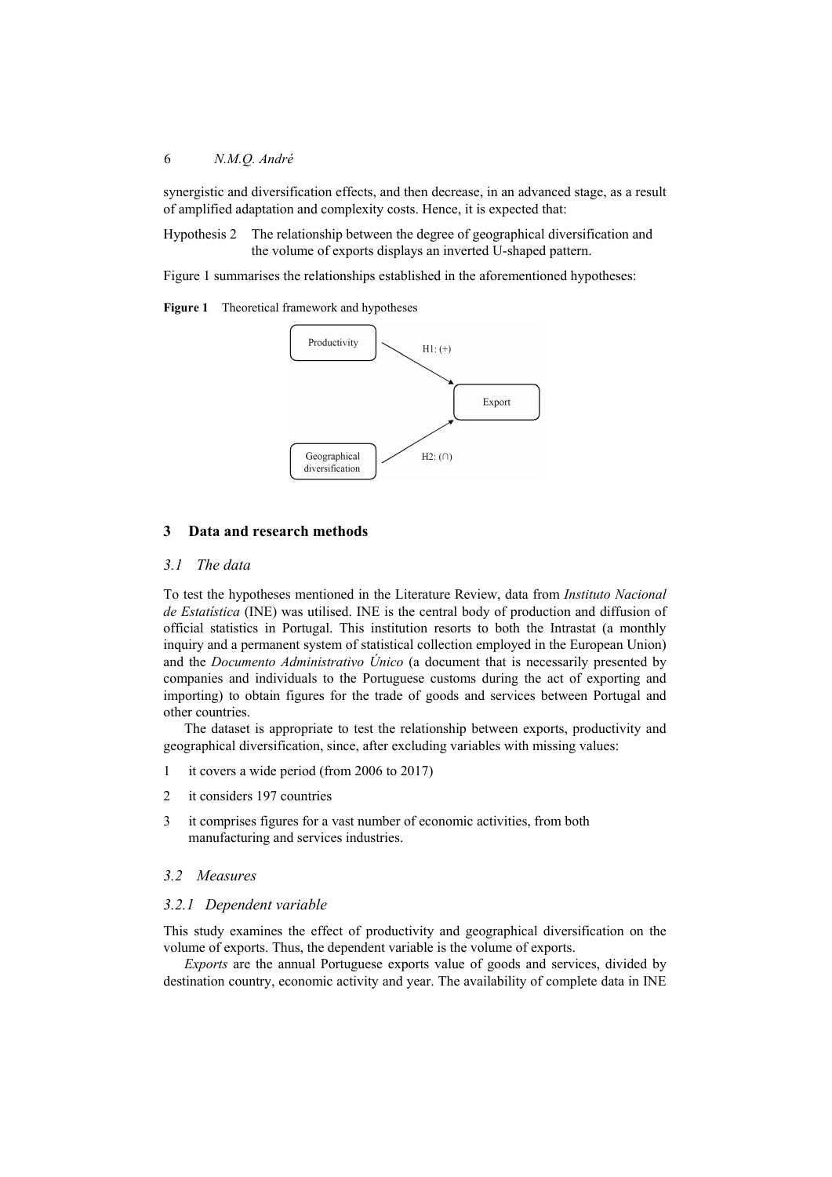synergistic and diversification effects, and then decrease, in an advanced stage, as a result of amplified adaptation and complexity costs. Hence, it is expected that:

Hypothesis 2 The relationship between the degree of geographical diversification and the volume of exports displays an inverted U-shaped pattern.

Figure 1 summarises the relationships established in the aforementioned hypotheses:

**Figure 1** Theoretical framework and hypotheses

## 3 Data and research methods

### *3.1 The data*

To test the hypotheses mentioned in the Literature Review, data from *Instituto Nacional de Estatística* (INE) was utilised. INE is the central body of production and diffusion of official statistics in Portugal. This institution resorts to both the Intrastat (a monthly inquiry and a permanent system of statistical collection employed in the European Union) and the *Documento Administrativo Único* (a document that is necessarily presented by companies and individuals to the Portuguese customs during the act of exporting and importing) to obtain figures for the trade of goods and services between Portugal and other countries.

The dataset is appropriate to test the relationship between exports, productivity and geographical diversification, since, after excluding variables with missing values:

1 it covers a wide period (from 2006 to 2017)

2 it considers 197 countries

3 it comprises figures for a vast number of economic activities, from both manufacturing and services industries.

### *3.2 Measures*

#### *3.2.1 Dependent variable*

This study examines the effect of productivity and geographical diversification on the volume of exports. Thus, the dependent variable is the volume of exports.

*Exports* are the annual Portuguese exports value of goods and services, divided by destination country, economic activity and year. The availability of complete data in INE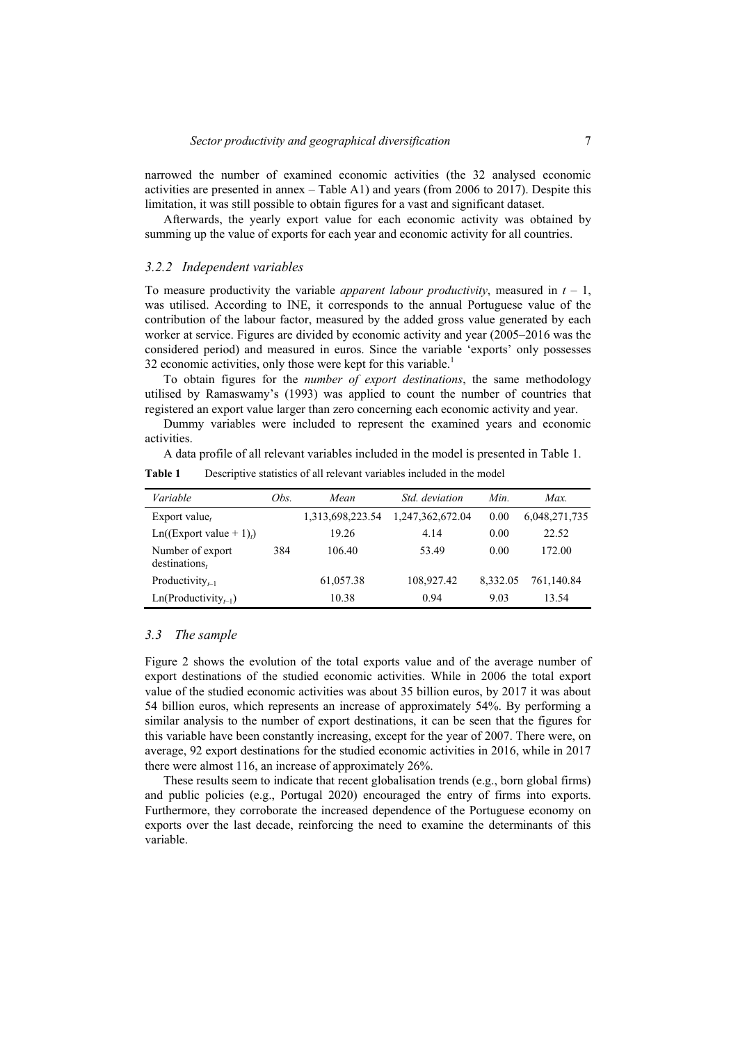narrowed the number of examined economic activities (the 32 analysed economic activities are presented in annex – Table A1) and years (from 2006 to 2017). Despite this limitation, it was still possible to obtain figures for a vast and significant dataset.

Afterwards, the yearly export value for each economic activity was obtained by summing up the value of exports for each year and economic activity for all countries.

### *3.2.2 Independent variables*

To measure productivity the variable *apparent labour productivity*, measured in $t - 1$, was utilised. According to INE, it corresponds to the annual Portuguese value of the contribution of the labour factor, measured by the added gross value generated by each worker at service. Figures are divided by economic activity and year (2005–2016 was the considered period) and measured in euros. Since the variable 'exports' only possesses 32 economic activities, only those were kept for this variable.[1]

To obtain figures for the *number of export destinations*, the same methodology utilised by Ramaswamy's (1993) was applied to count the number of countries that registered an export value larger than zero concerning each economic activity and year.

Dummy variables were included to represent the examined years and economic activities.

A data profile of all relevant variables included in the model is presented in Table 1.

**Table 1** Descriptive statistics of all relevant variables included in the model

| *Variable* | *Obs.* | *Mean* | *Std. deviation* | *Min.* | *Max.* |
|---|---|---|---|---|---|
| Export value$_t$ | | 1,313,698,223.54 | 1,247,362,672.04 | 0.00 | 6,048,271,735 |
| Ln((Export value + 1)$_t$) | | 19.26 | 4.14 | 0.00 | 22.52 |
| Number of export destinations$_t$ | 384 | 106.40 | 53.49 | 0.00 | 172.00 |
| Productivity$_{t-1}$ | | 61,057.38 | 108,927.42 | 8,332.05 | 761,140.84 |
| Ln(Productivity$_{t-1}$) | | 10.38 | 0.94 | 9.03 | 13.54 |

### *3.3 The sample*

Figure 2 shows the evolution of the total exports value and of the average number of export destinations of the studied economic activities. While in 2006 the total export value of the studied economic activities was about 35 billion euros, by 2017 it was about 54 billion euros, which represents an increase of approximately 54%. By performing a similar analysis to the number of export destinations, it can be seen that the figures for this variable have been constantly increasing, except for the year of 2007. There were, on average, 92 export destinations for the studied economic activities in 2016, while in 2017 there were almost 116, an increase of approximately 26%.

These results seem to indicate that recent globalisation trends (e.g., born global firms) and public policies (e.g., Portugal 2020) encouraged the entry of firms into exports. Furthermore, they corroborate the increased dependence of the Portuguese economy on exports over the last decade, reinforcing the need to examine the determinants of this variable.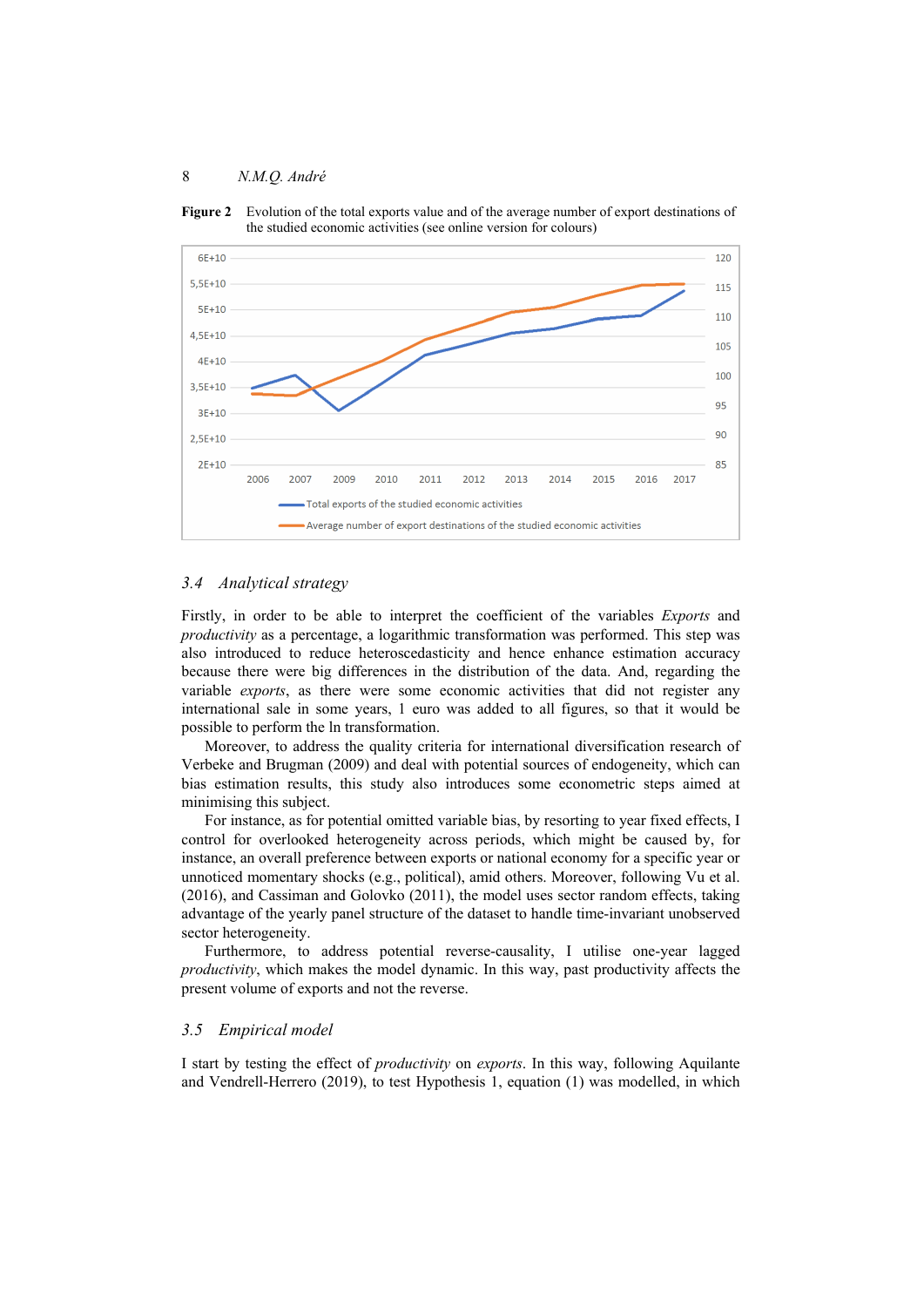**Figure 2** Evolution of the total exports value and of the average number of export destinations of the studied economic activities (see online version for colours)

### 3.4 Analytical strategy

Firstly, in order to be able to interpret the coefficient of the variables *Exports* and *productivity* as a percentage, a logarithmic transformation was performed. This step was also introduced to reduce heteroscedasticity and hence enhance estimation accuracy because there were big differences in the distribution of the data. And, regarding the variable *exports*, as there were some economic activities that did not register any international sale in some years, 1 euro was added to all figures, so that it would be possible to perform the ln transformation.

Moreover, to address the quality criteria for international diversification research of Verbeke and Brugman (2009) and deal with potential sources of endogeneity, which can bias estimation results, this study also introduces some econometric steps aimed at minimising this subject.

For instance, as for potential omitted variable bias, by resorting to year fixed effects, I control for overlooked heterogeneity across periods, which might be caused by, for instance, an overall preference between exports or national economy for a specific year or unnoticed momentary shocks (e.g., political), amid others. Moreover, following Vu et al. (2016), and Cassiman and Golovko (2011), the model uses sector random effects, taking advantage of the yearly panel structure of the dataset to handle time-invariant unobserved sector heterogeneity.

Furthermore, to address potential reverse-causality, I utilise one-year lagged *productivity*, which makes the model dynamic. In this way, past productivity affects the present volume of exports and not the reverse.

### 3.5 Empirical model

I start by testing the effect of *productivity* on *exports*. In this way, following Aquilante and Vendrell-Herrero (2019), to test Hypothesis 1, equation (1) was modelled, in which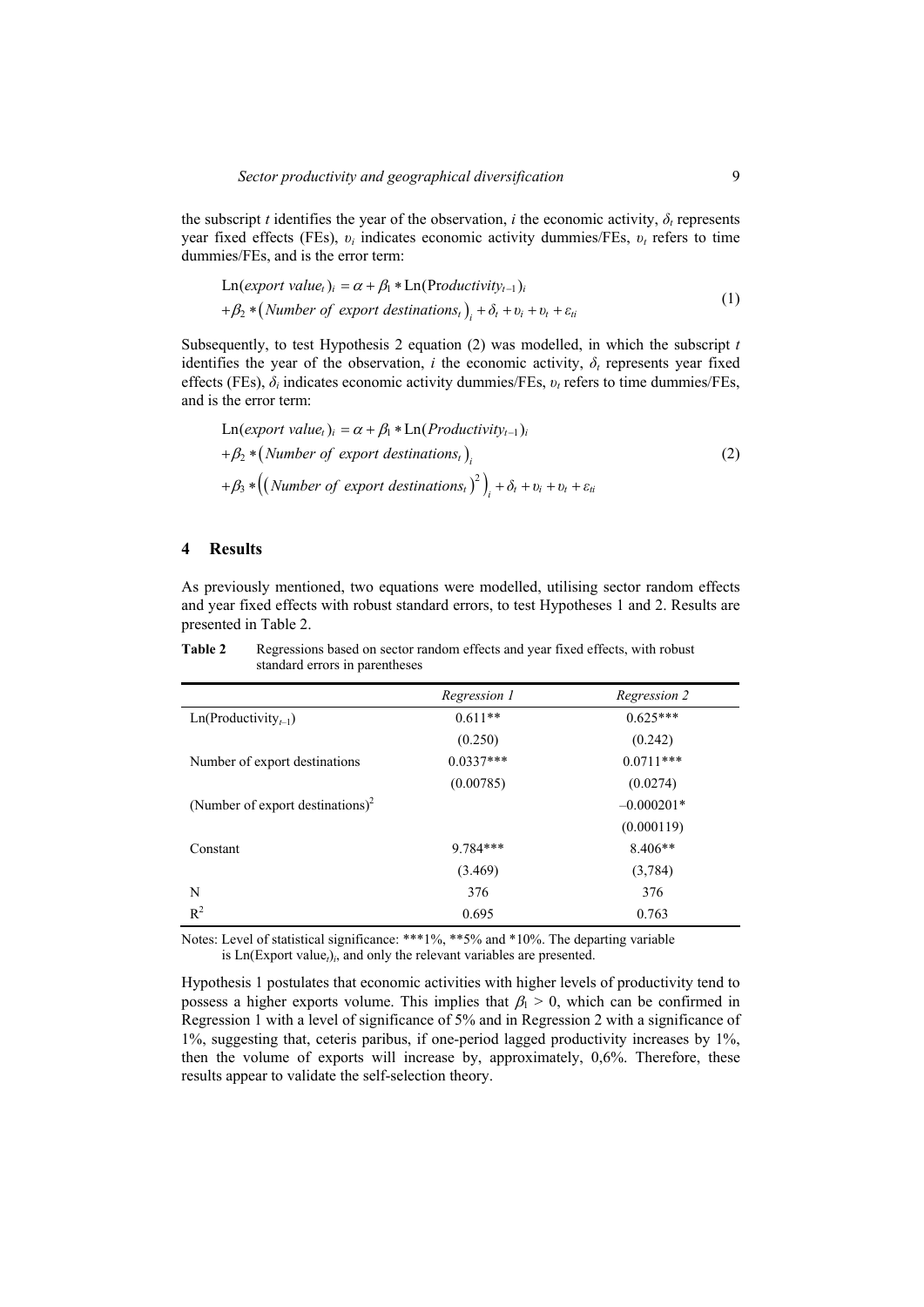the subscript $t$ identifies the year of the observation, $i$ the economic activity, $\delta_t$ represents year fixed effects (FEs), $\upsilon_i$ indicates economic activity dummies/FEs, $\upsilon_t$ refers to time dummies/FEs, and is the error term:

$$\begin{aligned}&\text{Ln}(export\ value_t)_i = \alpha + \beta_1 * \text{Ln}(\text{P}roductivity_{t-1})_i \\ &+ \beta_2 * \left(Number\ of\ export\ destinations_t\right)_i + \delta_t + \upsilon_i + \upsilon_t + \varepsilon_{ti}\end{aligned} \tag{1}$$

Subsequently, to test Hypothesis 2 equation (2) was modelled, in which the subscript $t$ identifies the year of the observation, $i$ the economic activity, $\delta_t$ represents year fixed effects (FEs), $\delta_i$ indicates economic activity dummies/FEs, $\upsilon_t$ refers to time dummies/FEs, and is the error term:

$$\begin{aligned}&\text{Ln}(export\ value_t)_i = \alpha + \beta_1 * \text{Ln}(Productivity_{t-1})_i \\ &+ \beta_2 * \left(Number\ of\ export\ destinations_t\right)_i \\ &+ \beta_3 * \left(\left(Number\ of\ export\ destinations_t\right)^2\right)_i + \delta_t + \upsilon_i + \upsilon_t + \varepsilon_{ti}\end{aligned} \tag{2}$$

## 4 Results

As previously mentioned, two equations were modelled, utilising sector random effects and year fixed effects with robust standard errors, to test Hypotheses 1 and 2. Results are presented in Table 2.

**Table 2** Regressions based on sector random effects and year fixed effects, with robust standard errors in parentheses

| | *Regression 1* | *Regression 2* |
|---|---|---|
| $\text{Ln}(\text{Productivity}_{t-1})$ | 0.611** | 0.625*** |
| | (0.250) | (0.242) |
| Number of export destinations | 0.0337*** | 0.0711*** |
| | (0.00785) | (0.0274) |
| (Number of export destinations)$^2$ | | –0.000201* |
| | | (0.000119) |
| Constant | 9.784*** | 8.406** |
| | (3.469) | (3,784) |
| N | 376 | 376 |
| $R^2$ | 0.695 | 0.763 |

Notes: Level of statistical significance: ***1%, **5% and *10%. The departing variable is $\text{Ln}(\text{Export value}_t)_i$, and only the relevant variables are presented.

Hypothesis 1 postulates that economic activities with higher levels of productivity tend to possess a higher exports volume. This implies that $\beta_1 > 0$, which can be confirmed in Regression 1 with a level of significance of 5% and in Regression 2 with a significance of 1%, suggesting that, ceteris paribus, if one-period lagged productivity increases by 1%, then the volume of exports will increase by, approximately, 0,6%. Therefore, these results appear to validate the self-selection theory.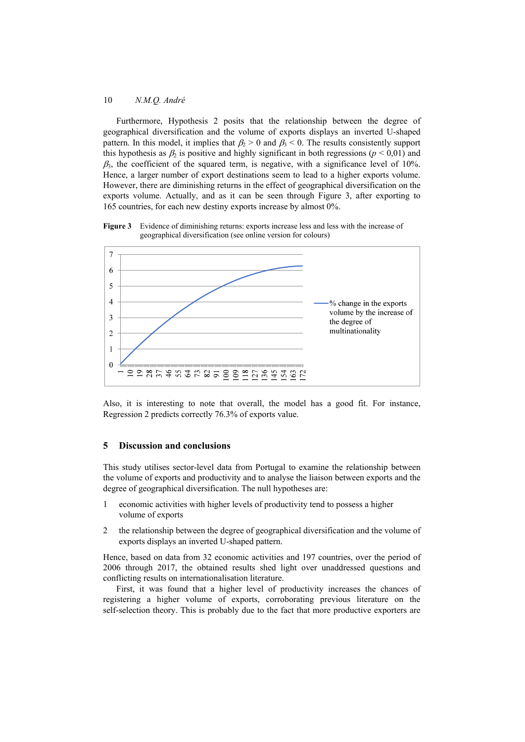Furthermore, Hypothesis 2 posits that the relationship between the degree of geographical diversification and the volume of exports displays an inverted U-shaped pattern. In this model, it implies that $\beta_2 > 0$ and $\beta_3 < 0$. The results consistently support this hypothesis as $\beta_2$ is positive and highly significant in both regressions ($p < 0{,}01$) and $\beta_3$, the coefficient of the squared term, is negative, with a significance level of 10%. Hence, a larger number of export destinations seem to lead to a higher exports volume. However, there are diminishing returns in the effect of geographical diversification on the exports volume. Actually, and as it can be seen through Figure 3, after exporting to 165 countries, for each new destiny exports increase by almost 0%.

**Figure 3** Evidence of diminishing returns: exports increase less and less with the increase of geographical diversification (see online version for colours)

Also, it is interesting to note that overall, the model has a good fit. For instance, Regression 2 predicts correctly 76.3% of exports value.

## 5 Discussion and conclusions

This study utilises sector-level data from Portugal to examine the relationship between the volume of exports and productivity and to analyse the liaison between exports and the degree of geographical diversification. The null hypotheses are:

1. economic activities with higher levels of productivity tend to possess a higher volume of exports
2. the relationship between the degree of geographical diversification and the volume of exports displays an inverted U-shaped pattern.

Hence, based on data from 32 economic activities and 197 countries, over the period of 2006 through 2017, the obtained results shed light over unaddressed questions and conflicting results on internationalisation literature.

First, it was found that a higher level of productivity increases the chances of registering a higher volume of exports, corroborating previous literature on the self-selection theory. This is probably due to the fact that more productive exporters are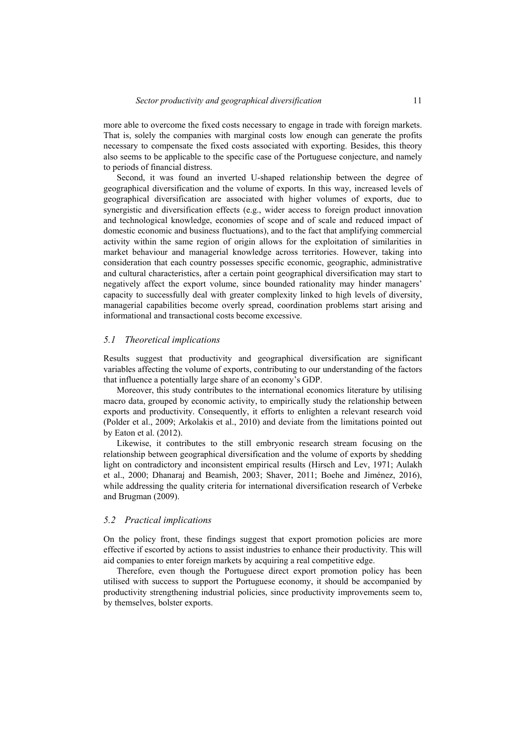more able to overcome the fixed costs necessary to engage in trade with foreign markets. That is, solely the companies with marginal costs low enough can generate the profits necessary to compensate the fixed costs associated with exporting. Besides, this theory also seems to be applicable to the specific case of the Portuguese conjecture, and namely to periods of financial distress.

Second, it was found an inverted U-shaped relationship between the degree of geographical diversification and the volume of exports. In this way, increased levels of geographical diversification are associated with higher volumes of exports, due to synergistic and diversification effects (e.g., wider access to foreign product innovation and technological knowledge, economies of scope and of scale and reduced impact of domestic economic and business fluctuations), and to the fact that amplifying commercial activity within the same region of origin allows for the exploitation of similarities in market behaviour and managerial knowledge across territories. However, taking into consideration that each country possesses specific economic, geographic, administrative and cultural characteristics, after a certain point geographical diversification may start to negatively affect the export volume, since bounded rationality may hinder managers' capacity to successfully deal with greater complexity linked to high levels of diversity, managerial capabilities become overly spread, coordination problems start arising and informational and transactional costs become excessive.

### *5.1 Theoretical implications*

Results suggest that productivity and geographical diversification are significant variables affecting the volume of exports, contributing to our understanding of the factors that influence a potentially large share of an economy's GDP.

Moreover, this study contributes to the international economics literature by utilising macro data, grouped by economic activity, to empirically study the relationship between exports and productivity. Consequently, it efforts to enlighten a relevant research void (Polder et al., 2009; Arkolakis et al., 2010) and deviate from the limitations pointed out by Eaton et al. (2012).

Likewise, it contributes to the still embryonic research stream focusing on the relationship between geographical diversification and the volume of exports by shedding light on contradictory and inconsistent empirical results (Hirsch and Lev, 1971; Aulakh et al., 2000; Dhanaraj and Beamish, 2003; Shaver, 2011; Boehe and Jiménez, 2016), while addressing the quality criteria for international diversification research of Verbeke and Brugman (2009).

### *5.2 Practical implications*

On the policy front, these findings suggest that export promotion policies are more effective if escorted by actions to assist industries to enhance their productivity. This will aid companies to enter foreign markets by acquiring a real competitive edge.

Therefore, even though the Portuguese direct export promotion policy has been utilised with success to support the Portuguese economy, it should be accompanied by productivity strengthening industrial policies, since productivity improvements seem to, by themselves, bolster exports.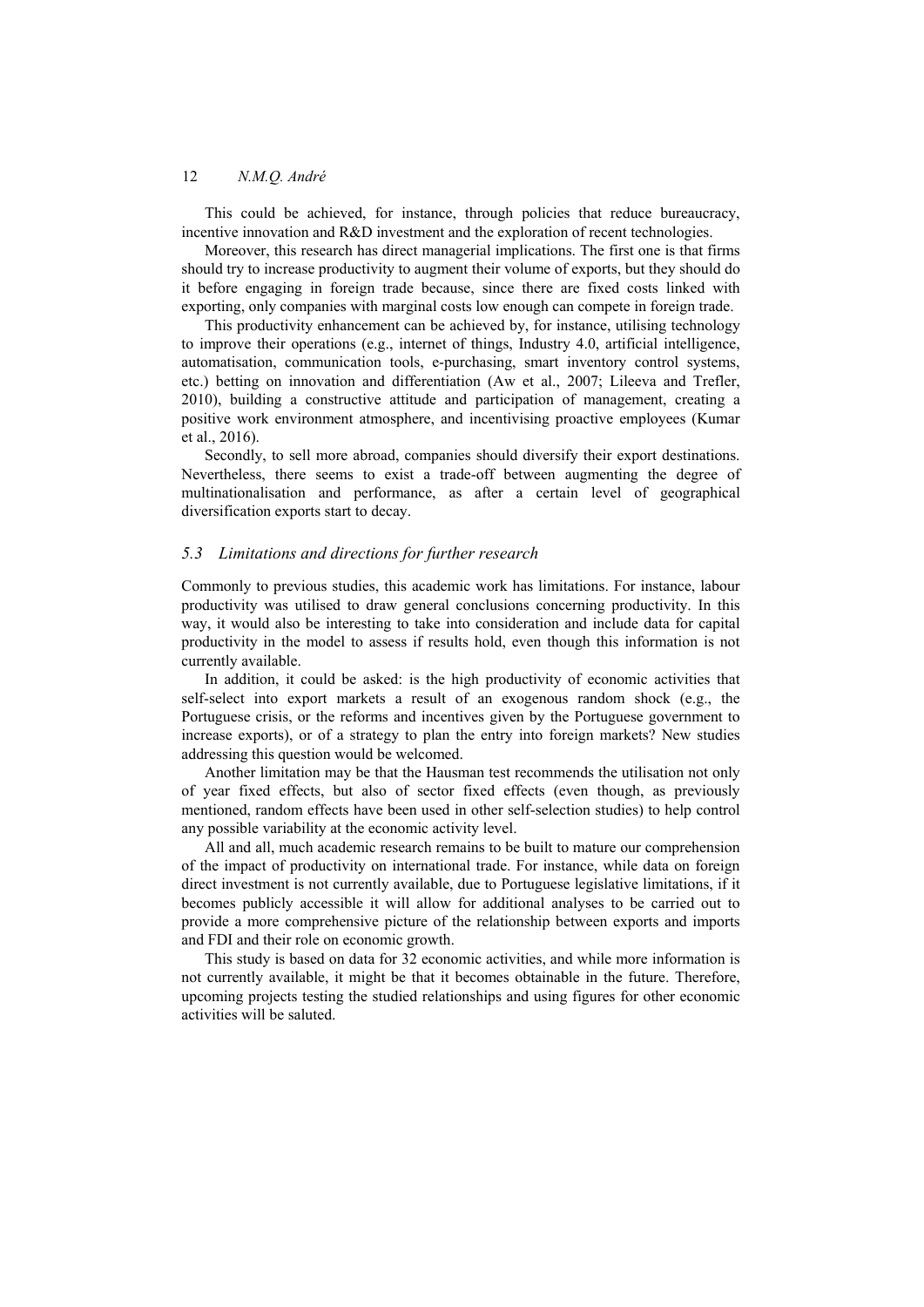This could be achieved, for instance, through policies that reduce bureaucracy, incentive innovation and R&D investment and the exploration of recent technologies.

Moreover, this research has direct managerial implications. The first one is that firms should try to increase productivity to augment their volume of exports, but they should do it before engaging in foreign trade because, since there are fixed costs linked with exporting, only companies with marginal costs low enough can compete in foreign trade.

This productivity enhancement can be achieved by, for instance, utilising technology to improve their operations (e.g., internet of things, Industry 4.0, artificial intelligence, automatisation, communication tools, e-purchasing, smart inventory control systems, etc.) betting on innovation and differentiation (Aw et al., 2007; Lileeva and Trefler, 2010), building a constructive attitude and participation of management, creating a positive work environment atmosphere, and incentivising proactive employees (Kumar et al., 2016).

Secondly, to sell more abroad, companies should diversify their export destinations. Nevertheless, there seems to exist a trade-off between augmenting the degree of multinationalisation and performance, as after a certain level of geographical diversification exports start to decay.

### *5.3 Limitations and directions for further research*

Commonly to previous studies, this academic work has limitations. For instance, labour productivity was utilised to draw general conclusions concerning productivity. In this way, it would also be interesting to take into consideration and include data for capital productivity in the model to assess if results hold, even though this information is not currently available.

In addition, it could be asked: is the high productivity of economic activities that self-select into export markets a result of an exogenous random shock (e.g., the Portuguese crisis, or the reforms and incentives given by the Portuguese government to increase exports), or of a strategy to plan the entry into foreign markets? New studies addressing this question would be welcomed.

Another limitation may be that the Hausman test recommends the utilisation not only of year fixed effects, but also of sector fixed effects (even though, as previously mentioned, random effects have been used in other self-selection studies) to help control any possible variability at the economic activity level.

All and all, much academic research remains to be built to mature our comprehension of the impact of productivity on international trade. For instance, while data on foreign direct investment is not currently available, due to Portuguese legislative limitations, if it becomes publicly accessible it will allow for additional analyses to be carried out to provide a more comprehensive picture of the relationship between exports and imports and FDI and their role on economic growth.

This study is based on data for 32 economic activities, and while more information is not currently available, it might be that it becomes obtainable in the future. Therefore, upcoming projects testing the studied relationships and using figures for other economic activities will be saluted.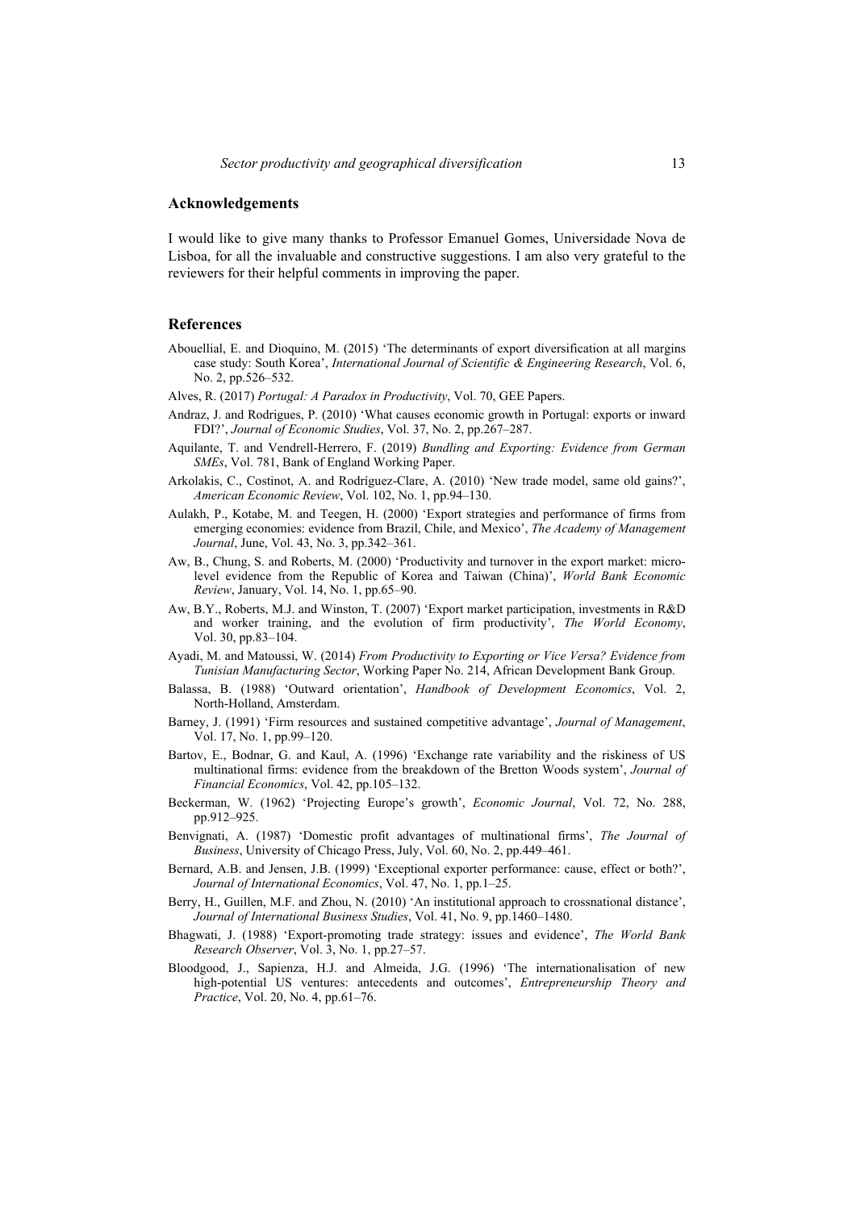## Acknowledgements

I would like to give many thanks to Professor Emanuel Gomes, Universidade Nova de Lisboa, for all the invaluable and constructive suggestions. I am also very grateful to the reviewers for their helpful comments in improving the paper.

## References

Abouellial, E. and Dioquino, M. (2015) 'The determinants of export diversification at all margins case study: South Korea', *International Journal of Scientific & Engineering Research*, Vol. 6, No. 2, pp.526–532.

Alves, R. (2017) *Portugal: A Paradox in Productivity*, Vol. 70, GEE Papers.

Andraz, J. and Rodrigues, P. (2010) 'What causes economic growth in Portugal: exports or inward FDI?', *Journal of Economic Studies*, Vol. 37, No. 2, pp.267–287.

Aquilante, T. and Vendrell-Herrero, F. (2019) *Bundling and Exporting: Evidence from German SMEs*, Vol. 781, Bank of England Working Paper.

Arkolakis, C., Costinot, A. and Rodríguez-Clare, A. (2010) 'New trade model, same old gains?', *American Economic Review*, Vol. 102, No. 1, pp.94–130.

Aulakh, P., Kotabe, M. and Teegen, H. (2000) 'Export strategies and performance of firms from emerging economies: evidence from Brazil, Chile, and Mexico', *The Academy of Management Journal*, June, Vol. 43, No. 3, pp.342–361.

Aw, B., Chung, S. and Roberts, M. (2000) 'Productivity and turnover in the export market: micro-level evidence from the Republic of Korea and Taiwan (China)', *World Bank Economic Review*, January, Vol. 14, No. 1, pp.65–90.

Aw, B.Y., Roberts, M.J. and Winston, T. (2007) 'Export market participation, investments in R&D and worker training, and the evolution of firm productivity', *The World Economy*, Vol. 30, pp.83–104.

Ayadi, M. and Matoussi, W. (2014) *From Productivity to Exporting or Vice Versa? Evidence from Tunisian Manufacturing Sector*, Working Paper No. 214, African Development Bank Group.

Balassa, B. (1988) 'Outward orientation', *Handbook of Development Economics*, Vol. 2, North-Holland, Amsterdam.

Barney, J. (1991) 'Firm resources and sustained competitive advantage', *Journal of Management*, Vol. 17, No. 1, pp.99–120.

Bartov, E., Bodnar, G. and Kaul, A. (1996) 'Exchange rate variability and the riskiness of US multinational firms: evidence from the breakdown of the Bretton Woods system', *Journal of Financial Economics*, Vol. 42, pp.105–132.

Beckerman, W. (1962) 'Projecting Europe's growth', *Economic Journal*, Vol. 72, No. 288, pp.912–925.

Benvignati, A. (1987) 'Domestic profit advantages of multinational firms', *The Journal of Business*, University of Chicago Press, July, Vol. 60, No. 2, pp.449–461.

Bernard, A.B. and Jensen, J.B. (1999) 'Exceptional exporter performance: cause, effect or both?', *Journal of International Economics*, Vol. 47, No. 1, pp.1–25.

Berry, H., Guillen, M.F. and Zhou, N. (2010) 'An institutional approach to crossnational distance', *Journal of International Business Studies*, Vol. 41, No. 9, pp.1460–1480.

Bhagwati, J. (1988) 'Export-promoting trade strategy: issues and evidence', *The World Bank Research Observer*, Vol. 3, No. 1, pp.27–57.

Bloodgood, J., Sapienza, H.J. and Almeida, J.G. (1996) 'The internationalisation of new high-potential US ventures: antecedents and outcomes', *Entrepreneurship Theory and Practice*, Vol. 20, No. 4, pp.61–76.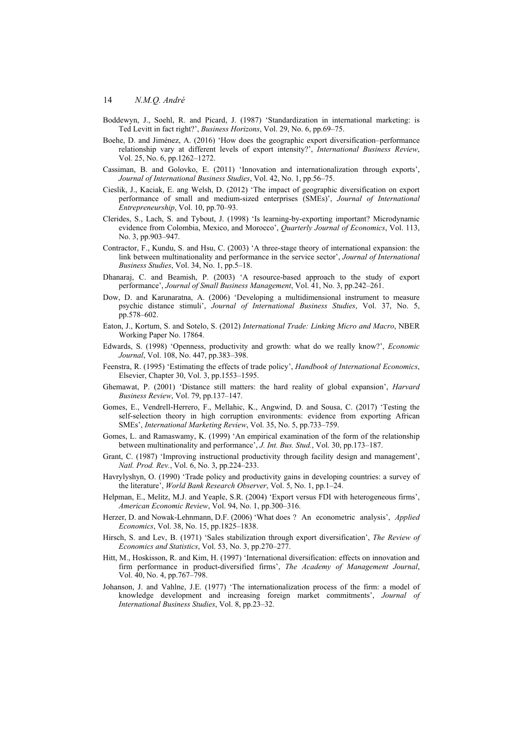Boddewyn, J., Soehl, R. and Picard, J. (1987) 'Standardization in international marketing: is Ted Levitt in fact right?', *Business Horizons*, Vol. 29, No. 6, pp.69–75.

Boehe, D. and Jiménez, A. (2016) 'How does the geographic export diversification–performance relationship vary at different levels of export intensity?', *International Business Review*, Vol. 25, No. 6, pp.1262–1272.

Cassiman, B. and Golovko, E. (2011) 'Innovation and internationalization through exports', *Journal of International Business Studies*, Vol. 42, No. 1, pp.56–75.

Cieslik, J., Kaciak, E. ang Welsh, D. (2012) 'The impact of geographic diversification on export performance of small and medium-sized enterprises (SMEs)', *Journal of International Entrepreneurship*, Vol. 10, pp.70–93.

Clerides, S., Lach, S. and Tybout, J. (1998) 'Is learning-by-exporting important? Microdynamic evidence from Colombia, Mexico, and Morocco', *Quarterly Journal of Economics*, Vol. 113, No. 3, pp.903–947.

Contractor, F., Kundu, S. and Hsu, C. (2003) 'A three-stage theory of international expansion: the link between multinationality and performance in the service sector', *Journal of International Business Studies*, Vol. 34, No. 1, pp.5–18.

Dhanaraj, C. and Beamish, P. (2003) 'A resource-based approach to the study of export performance', *Journal of Small Business Management*, Vol. 41, No. 3, pp.242–261.

Dow, D. and Karunaratna, A. (2006) 'Developing a multidimensional instrument to measure psychic distance stimuli', *Journal of International Business Studies*, Vol. 37, No. 5, pp.578–602.

Eaton, J., Kortum, S. and Sotelo, S. (2012) *International Trade: Linking Micro and Macro*, NBER Working Paper No. 17864.

Edwards, S. (1998) 'Openness, productivity and growth: what do we really know?', *Economic Journal*, Vol. 108, No. 447, pp.383–398.

Feenstra, R. (1995) 'Estimating the effects of trade policy', *Handbook of International Economics*, Elsevier, Chapter 30, Vol. 3, pp.1553–1595.

Ghemawat, P. (2001) 'Distance still matters: the hard reality of global expansion', *Harvard Business Review*, Vol. 79, pp.137–147.

Gomes, E., Vendrell-Herrero, F., Mellahic, K., Angwind, D. and Sousa, C. (2017) 'Testing the self-selection theory in high corruption environments: evidence from exporting African SMEs', *International Marketing Review*, Vol. 35, No. 5, pp.733–759.

Gomes, L. and Ramaswamy, K. (1999) 'An empirical examination of the form of the relationship between multinationality and performance', *J. Int. Bus. Stud.*, Vol. 30, pp.173–187.

Grant, C. (1987) 'Improving instructional productivity through facility design and management', *Natl. Prod. Rev.*, Vol. 6, No. 3, pp.224–233.

Havrylyshyn, O. (1990) 'Trade policy and productivity gains in developing countries: a survey of the literature', *World Bank Research Observer*, Vol. 5, No. 1, pp.1–24.

Helpman, E., Melitz, M.J. and Yeaple, S.R. (2004) 'Export versus FDI with heterogeneous firms', *American Economic Review*, Vol. 94, No. 1, pp.300–316.

Herzer, D. and Nowak-Lehnmann, D.F. (2006) 'What does ? An econometric analysis', *Applied Economics*, Vol. 38, No. 15, pp.1825–1838.

Hirsch, S. and Lev, B. (1971) 'Sales stabilization through export diversification', *The Review of Economics and Statistics*, Vol. 53, No. 3, pp.270–277.

Hitt, M., Hoskisson, R. and Kim, H. (1997) 'International diversification: effects on innovation and firm performance in product-diversified firms', *The Academy of Management Journal*, Vol. 40, No. 4, pp.767–798.

Johanson, J. and Vahlne, J.E. (1977) 'The internationalization process of the firm: a model of knowledge development and increasing foreign market commitments', *Journal of International Business Studies*, Vol. 8, pp.23–32.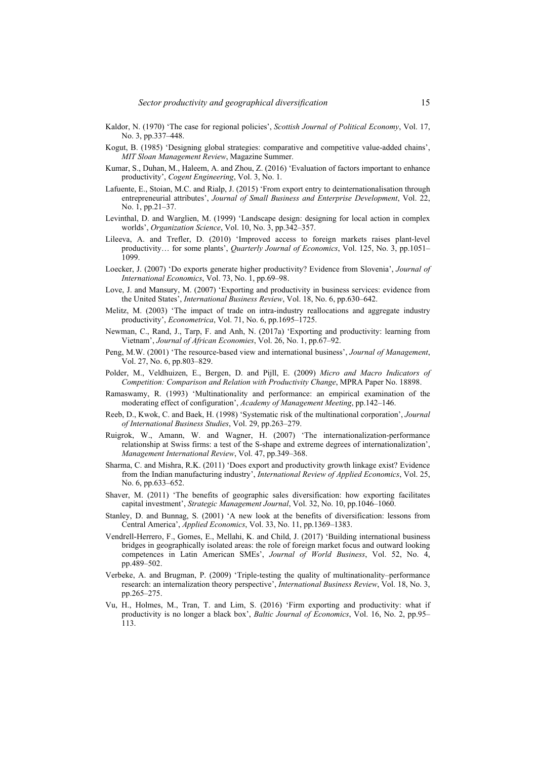Kaldor, N. (1970) 'The case for regional policies', *Scottish Journal of Political Economy*, Vol. 17, No. 3, pp.337–448.

Kogut, B. (1985) 'Designing global strategies: comparative and competitive value-added chains', *MIT Sloan Management Review*, Magazine Summer.

Kumar, S., Duhan, M., Haleem, A. and Zhou, Z. (2016) 'Evaluation of factors important to enhance productivity', *Cogent Engineering*, Vol. 3, No. 1.

Lafuente, E., Stoian, M.C. and Rialp, J. (2015) 'From export entry to deinternationalisation through entrepreneurial attributes', *Journal of Small Business and Enterprise Development*, Vol. 22, No. 1, pp.21–37.

Levinthal, D. and Warglien, M. (1999) 'Landscape design: designing for local action in complex worlds', *Organization Science*, Vol. 10, No. 3, pp.342–357.

Lileeva, A. and Trefler, D. (2010) 'Improved access to foreign markets raises plant-level productivity… for some plants', *Quarterly Journal of Economics*, Vol. 125, No. 3, pp.1051–1099.

Loecker, J. (2007) 'Do exports generate higher productivity? Evidence from Slovenia', *Journal of International Economics*, Vol. 73, No. 1, pp.69–98.

Love, J. and Mansury, M. (2007) 'Exporting and productivity in business services: evidence from the United States', *International Business Review*, Vol. 18, No. 6, pp.630–642.

Melitz, M. (2003) 'The impact of trade on intra-industry reallocations and aggregate industry productivity', *Econometrica*, Vol. 71, No. 6, pp.1695–1725.

Newman, C., Rand, J., Tarp, F. and Anh, N. (2017a) 'Exporting and productivity: learning from Vietnam', *Journal of African Economies*, Vol. 26, No. 1, pp.67–92.

Peng, M.W. (2001) 'The resource-based view and international business', *Journal of Management*, Vol. 27, No. 6, pp.803–829.

Polder, M., Veldhuizen, E., Bergen, D. and Pijll, E. (2009) *Micro and Macro Indicators of Competition: Comparison and Relation with Productivity Change*, MPRA Paper No. 18898.

Ramaswamy, R. (1993) 'Multinationality and performance: an empirical examination of the moderating effect of configuration', *Academy of Management Meeting*, pp.142–146.

Reeb, D., Kwok, C. and Baek, H. (1998) 'Systematic risk of the multinational corporation', *Journal of International Business Studies*, Vol. 29, pp.263–279.

Ruigrok, W., Amann, W. and Wagner, H. (2007) 'The internationalization-performance relationship at Swiss firms: a test of the S-shape and extreme degrees of internationalization', *Management International Review*, Vol. 47, pp.349–368.

Sharma, C. and Mishra, R.K. (2011) 'Does export and productivity growth linkage exist? Evidence from the Indian manufacturing industry', *International Review of Applied Economics*, Vol. 25, No. 6, pp.633–652.

Shaver, M. (2011) 'The benefits of geographic sales diversification: how exporting facilitates capital investment', *Strategic Management Journal*, Vol. 32, No. 10, pp.1046–1060.

Stanley, D. and Bunnag, S. (2001) 'A new look at the benefits of diversification: lessons from Central America', *Applied Economics*, Vol. 33, No. 11, pp.1369–1383.

Vendrell-Herrero, F., Gomes, E., Mellahi, K. and Child, J. (2017) 'Building international business bridges in geographically isolated areas: the role of foreign market focus and outward looking competences in Latin American SMEs', *Journal of World Business*, Vol. 52, No. 4, pp.489–502.

Verbeke, A. and Brugman, P. (2009) 'Triple-testing the quality of multinationality–performance research: an internalization theory perspective', *International Business Review*, Vol. 18, No. 3, pp.265–275.

Vu, H., Holmes, M., Tran, T. and Lim, S. (2016) 'Firm exporting and productivity: what if productivity is no longer a black box', *Baltic Journal of Economics*, Vol. 16, No. 2, pp.95–113.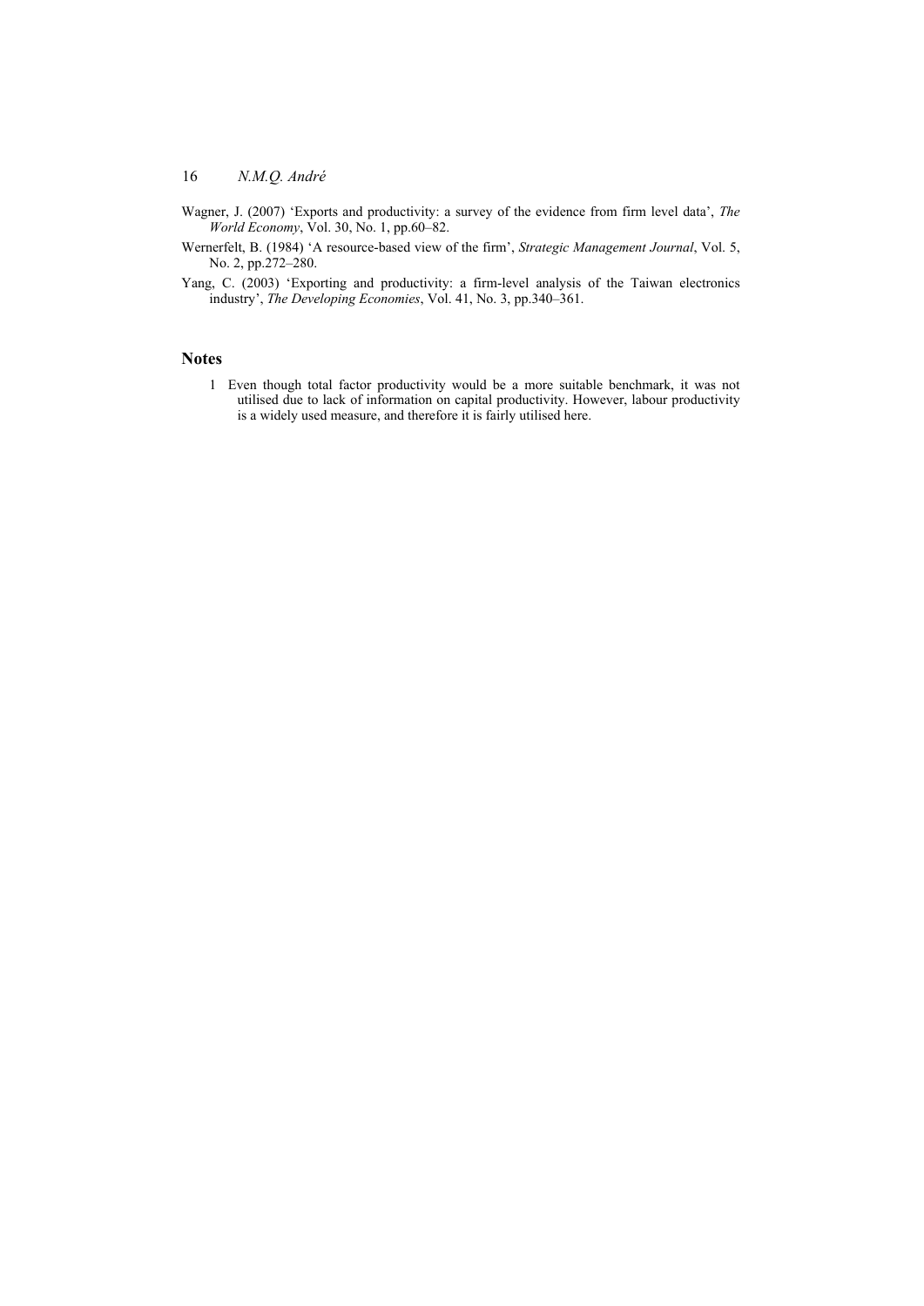Wagner, J. (2007) 'Exports and productivity: a survey of the evidence from firm level data', *The World Economy*, Vol. 30, No. 1, pp.60–82.

Wernerfelt, B. (1984) 'A resource-based view of the firm', *Strategic Management Journal*, Vol. 5, No. 2, pp.272–280.

Yang, C. (2003) 'Exporting and productivity: a firm-level analysis of the Taiwan electronics industry', *The Developing Economies*, Vol. 41, No. 3, pp.340–361.

## Notes

1 Even though total factor productivity would be a more suitable benchmark, it was not utilised due to lack of information on capital productivity. However, labour productivity is a widely used measure, and therefore it is fairly utilised here.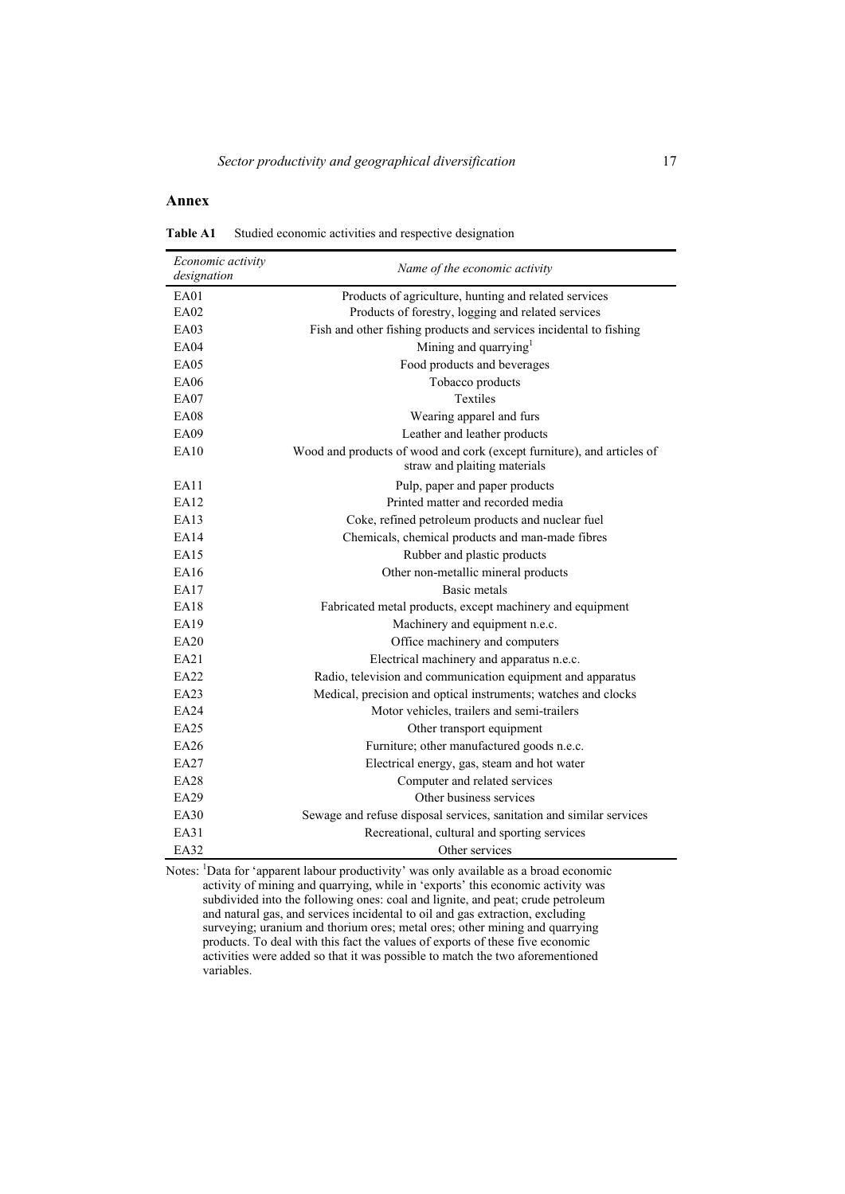## Annex

**Table A1** Studied economic activities and respective designation

| *Economic activity designation* | *Name of the economic activity* |
|---|---|
| EA01 | Products of agriculture, hunting and related services |
| EA02 | Products of forestry, logging and related services |
| EA03 | Fish and other fishing products and services incidental to fishing |
| EA04 | Mining and quarrying[1] |
| EA05 | Food products and beverages |
| EA06 | Tobacco products |
| EA07 | Textiles |
| EA08 | Wearing apparel and furs |
| EA09 | Leather and leather products |
| EA10 | Wood and products of wood and cork (except furniture), and articles of straw and plaiting materials |
| EA11 | Pulp, paper and paper products |
| EA12 | Printed matter and recorded media |
| EA13 | Coke, refined petroleum products and nuclear fuel |
| EA14 | Chemicals, chemical products and man-made fibres |
| EA15 | Rubber and plastic products |
| EA16 | Other non-metallic mineral products |
| EA17 | Basic metals |
| EA18 | Fabricated metal products, except machinery and equipment |
| EA19 | Machinery and equipment n.e.c. |
| EA20 | Office machinery and computers |
| EA21 | Electrical machinery and apparatus n.e.c. |
| EA22 | Radio, television and communication equipment and apparatus |
| EA23 | Medical, precision and optical instruments; watches and clocks |
| EA24 | Motor vehicles, trailers and semi-trailers |
| EA25 | Other transport equipment |
| EA26 | Furniture; other manufactured goods n.e.c. |
| EA27 | Electrical energy, gas, steam and hot water |
| EA28 | Computer and related services |
| EA29 | Other business services |
| EA30 | Sewage and refuse disposal services, sanitation and similar services |
| EA31 | Recreational, cultural and sporting services |
| EA32 | Other services |

Notes: [1]Data for 'apparent labour productivity' was only available as a broad economic activity of mining and quarrying, while in 'exports' this economic activity was subdivided into the following ones: coal and lignite, and peat; crude petroleum and natural gas, and services incidental to oil and gas extraction, excluding surveying; uranium and thorium ores; metal ores; other mining and quarrying products. To deal with this fact the values of exports of these five economic activities were added so that it was possible to match the two aforementioned variables.